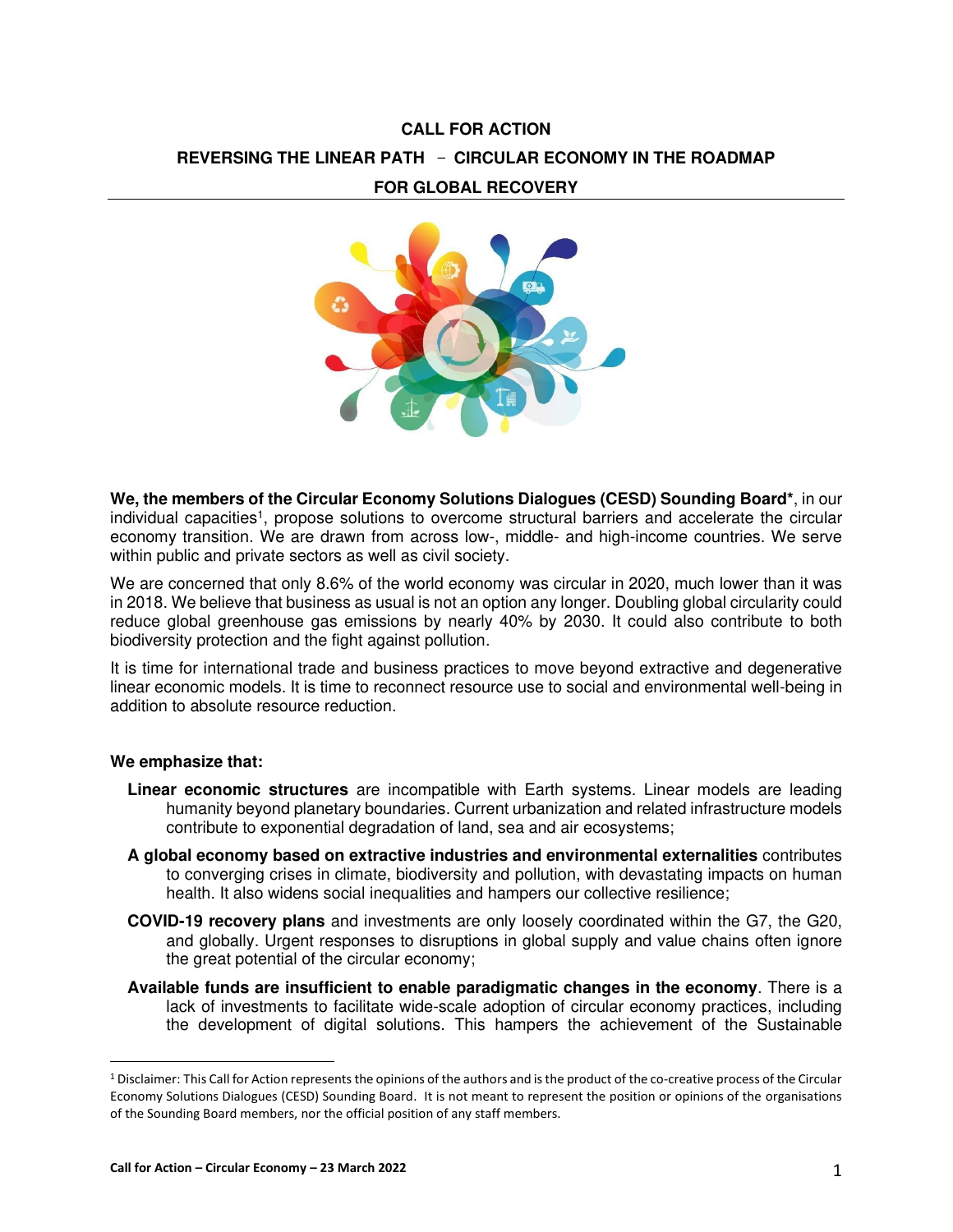# CALL FOR ACTION

## REVERSING THE LINEAR PATH – CIRCULAR ECONOMY IN THE ROADMAP FOR GLOBAL RECOVERY

**We, the members of the Circular Economy Solutions Dialogues (CESD) Sounding Board***, in our individual capacities[1], propose solutions to overcome structural barriers and accelerate the circular economy transition. We are drawn from across low-, middle- and high-income countries. We serve within public and private sectors as well as civil society.

We are concerned that only 8.6% of the world economy was circular in 2020, much lower than it was in 2018. We believe that business as usual is not an option any longer. Doubling global circularity could reduce global greenhouse gas emissions by nearly 40% by 2030. It could also contribute to both biodiversity protection and the fight against pollution.

It is time for international trade and business practices to move beyond extractive and degenerative linear economic models. It is time to reconnect resource use to social and environmental well-being in addition to absolute resource reduction.

**We emphasize that:**

- **Linear economic structures** are incompatible with Earth systems. Linear models are leading humanity beyond planetary boundaries. Current urbanization and related infrastructure models contribute to exponential degradation of land, sea and air ecosystems;
- **A global economy based on extractive industries and environmental externalities** contributes to converging crises in climate, biodiversity and pollution, with devastating impacts on human health. It also widens social inequalities and hampers our collective resilience;
- **COVID-19 recovery plans** and investments are only loosely coordinated within the G7, the G20, and globally. Urgent responses to disruptions in global supply and value chains often ignore the great potential of the circular economy;
- **Available funds are insufficient to enable paradigmatic changes in the economy**. There is a lack of investments to facilitate wide-scale adoption of circular economy practices, including the development of digital solutions. This hampers the achievement of the Sustainable

[1] Disclaimer: This Call for Action represents the opinions of the authors and is the product of the co-creative process of the Circular Economy Solutions Dialogues (CESD) Sounding Board. It is not meant to represent the position or opinions of the organisations of the Sounding Board members, nor the official position of any staff members.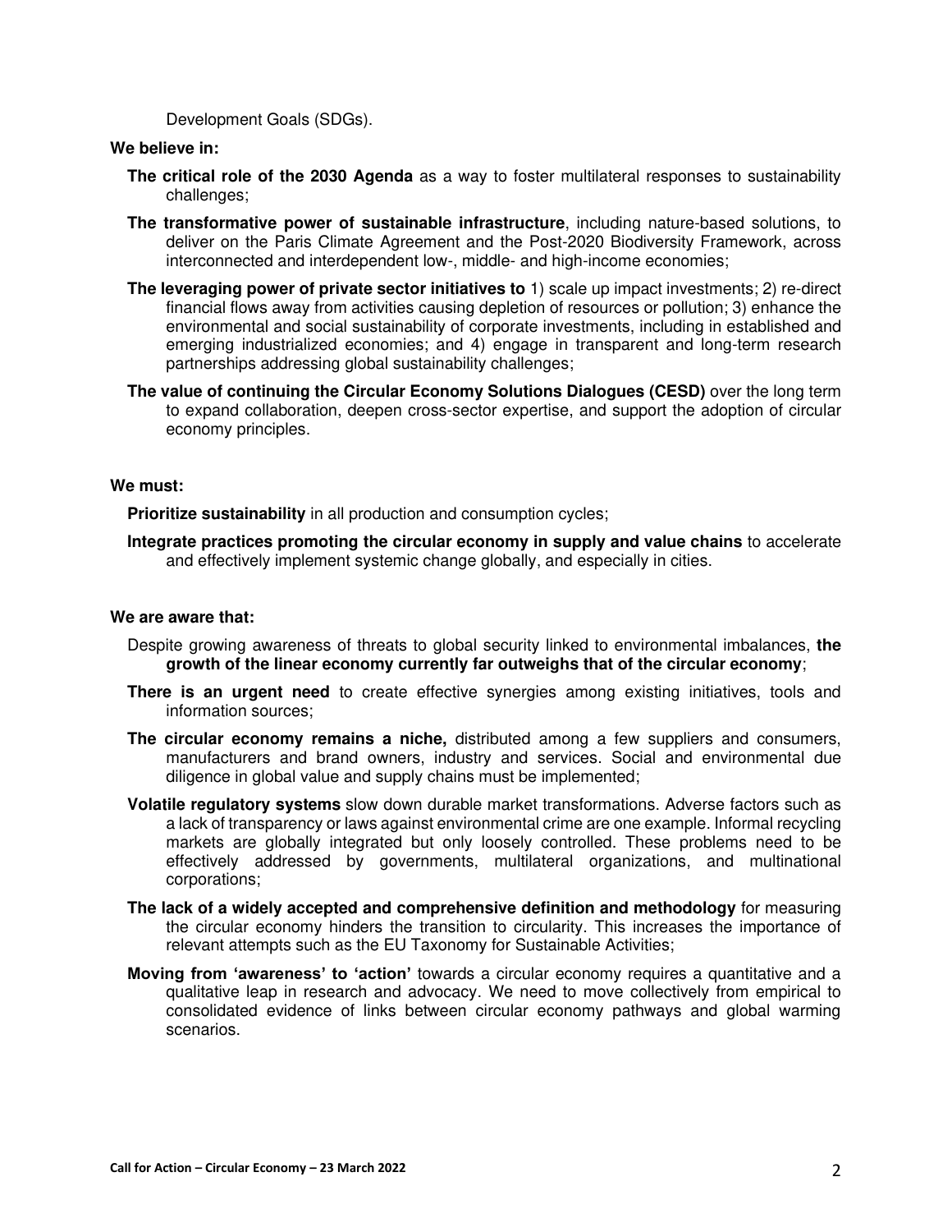Development Goals (SDGs).

**We believe in:**

**The critical role of the 2030 Agenda** as a way to foster multilateral responses to sustainability challenges;

**The transformative power of sustainable infrastructure**, including nature-based solutions, to deliver on the Paris Climate Agreement and the Post-2020 Biodiversity Framework, across interconnected and interdependent low-, middle- and high-income economies;

**The leveraging power of private sector initiatives to** 1) scale up impact investments; 2) re-direct financial flows away from activities causing depletion of resources or pollution; 3) enhance the environmental and social sustainability of corporate investments, including in established and emerging industrialized economies; and 4) engage in transparent and long-term research partnerships addressing global sustainability challenges;

**The value of continuing the Circular Economy Solutions Dialogues (CESD)** over the long term to expand collaboration, deepen cross-sector expertise, and support the adoption of circular economy principles.

**We must:**

**Prioritize sustainability** in all production and consumption cycles;

**Integrate practices promoting the circular economy in supply and value chains** to accelerate and effectively implement systemic change globally, and especially in cities.

**We are aware that:**

Despite growing awareness of threats to global security linked to environmental imbalances, **the growth of the linear economy currently far outweighs that of the circular economy**;

**There is an urgent need** to create effective synergies among existing initiatives, tools and information sources;

**The circular economy remains a niche,** distributed among a few suppliers and consumers, manufacturers and brand owners, industry and services. Social and environmental due diligence in global value and supply chains must be implemented;

**Volatile regulatory systems** slow down durable market transformations. Adverse factors such as a lack of transparency or laws against environmental crime are one example. Informal recycling markets are globally integrated but only loosely controlled. These problems need to be effectively addressed by governments, multilateral organizations, and multinational corporations;

**The lack of a widely accepted and comprehensive definition and methodology** for measuring the circular economy hinders the transition to circularity. This increases the importance of relevant attempts such as the EU Taxonomy for Sustainable Activities;

**Moving from 'awareness' to 'action'** towards a circular economy requires a quantitative and a qualitative leap in research and advocacy. We need to move collectively from empirical to consolidated evidence of links between circular economy pathways and global warming scenarios.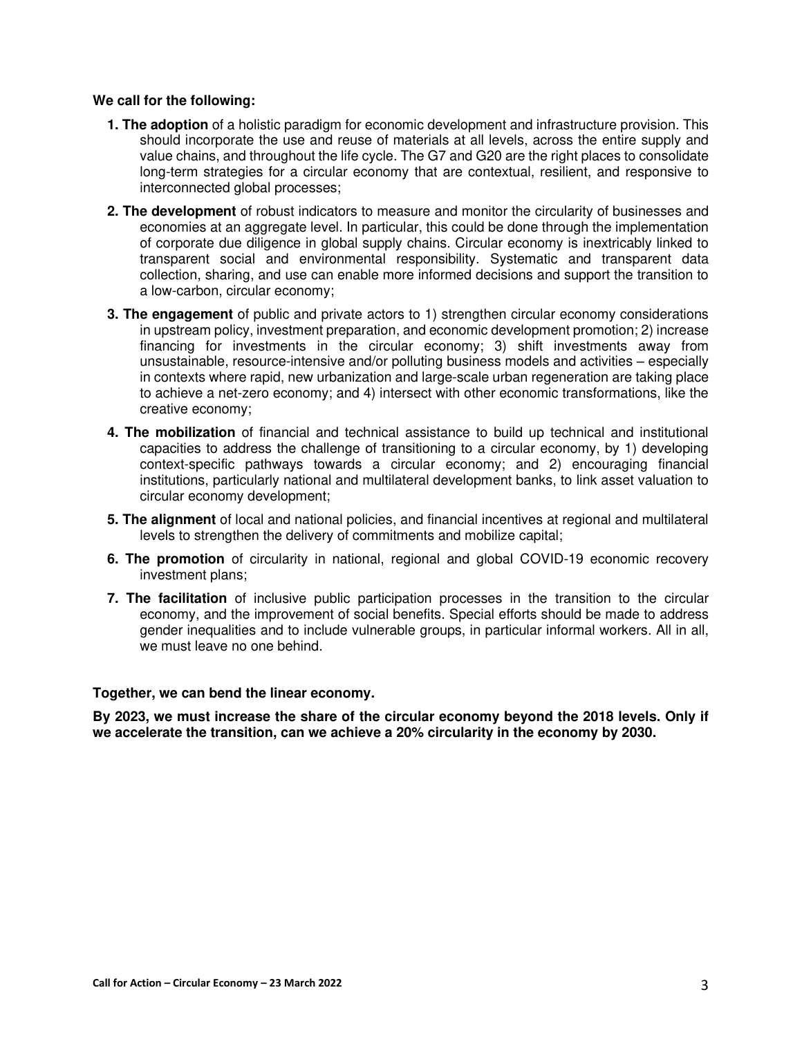**We call for the following:**

1. **The adoption** of a holistic paradigm for economic development and infrastructure provision. This should incorporate the use and reuse of materials at all levels, across the entire supply and value chains, and throughout the life cycle. The G7 and G20 are the right places to consolidate long-term strategies for a circular economy that are contextual, resilient, and responsive to interconnected global processes;
2. **The development** of robust indicators to measure and monitor the circularity of businesses and economies at an aggregate level. In particular, this could be done through the implementation of corporate due diligence in global supply chains. Circular economy is inextricably linked to transparent social and environmental responsibility. Systematic and transparent data collection, sharing, and use can enable more informed decisions and support the transition to a low-carbon, circular economy;
3. **The engagement** of public and private actors to 1) strengthen circular economy considerations in upstream policy, investment preparation, and economic development promotion; 2) increase financing for investments in the circular economy; 3) shift investments away from unsustainable, resource-intensive and/or polluting business models and activities – especially in contexts where rapid, new urbanization and large-scale urban regeneration are taking place to achieve a net-zero economy; and 4) intersect with other economic transformations, like the creative economy;
4. **The mobilization** of financial and technical assistance to build up technical and institutional capacities to address the challenge of transitioning to a circular economy, by 1) developing context-specific pathways towards a circular economy; and 2) encouraging financial institutions, particularly national and multilateral development banks, to link asset valuation to circular economy development;
5. **The alignment** of local and national policies, and financial incentives at regional and multilateral levels to strengthen the delivery of commitments and mobilize capital;
6. **The promotion** of circularity in national, regional and global COVID-19 economic recovery investment plans;
7. **The facilitation** of inclusive public participation processes in the transition to the circular economy, and the improvement of social benefits. Special efforts should be made to address gender inequalities and to include vulnerable groups, in particular informal workers. All in all, we must leave no one behind.

**Together, we can bend the linear economy.**

**By 2023, we must increase the share of the circular economy beyond the 2018 levels. Only if we accelerate the transition, can we achieve a 20% circularity in the economy by 2030.**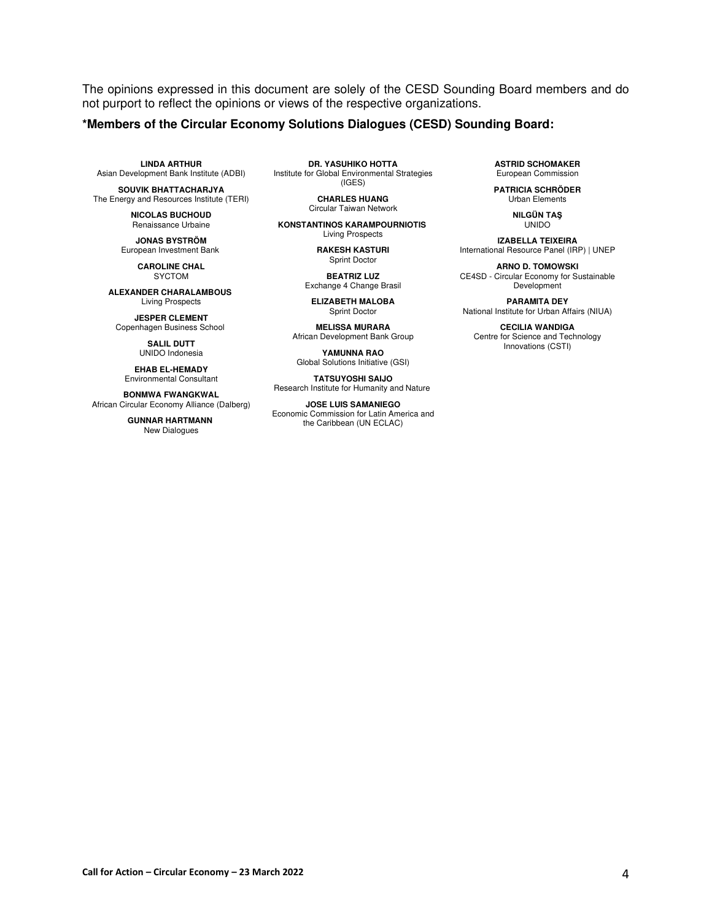The opinions expressed in this document are solely of the CESD Sounding Board members and do not purport to reflect the opinions or views of the respective organizations.

**\*Members of the Circular Economy Solutions Dialogues (CESD) Sounding Board:**

**LINDA ARTHUR**
Asian Development Bank Institute (ADBI)

**SOUVIK BHATTACHARJYA**
The Energy and Resources Institute (TERI)

**NICOLAS BUCHOUD**
Renaissance Urbaine

**JONAS BYSTRÖM**
European Investment Bank

**CAROLINE CHAL**
SYCTOM

**ALEXANDER CHARALAMBOUS**
Living Prospects

**JESPER CLEMENT**
Copenhagen Business School

**SALIL DUTT**
UNIDO Indonesia

**EHAB EL-HEMADY**
Environmental Consultant

**BONMWA FWANGKWAL**
African Circular Economy Alliance (Dalberg)

**GUNNAR HARTMANN**
New Dialogues

**DR. YASUHIKO HOTTA**
Institute for Global Environmental Strategies (IGES)

**CHARLES HUANG**
Circular Taiwan Network

**KONSTANTINOS KARAMPOURNIOTIS**
Living Prospects

**RAKESH KASTURI**
Sprint Doctor

**BEATRIZ LUZ**
Exchange 4 Change Brasil

**ELIZABETH MALOBA**
Sprint Doctor

**MELISSA MURARA**
African Development Bank Group

**YAMUNNA RAO**
Global Solutions Initiative (GSI)

**TATSUYOSHI SAIJO**
Research Institute for Humanity and Nature

**JOSE LUIS SAMANIEGO**
Economic Commission for Latin America and the Caribbean (UN ECLAC)

**ASTRID SCHOMAKER**
European Commission

**PATRICIA SCHRÖDER**
Urban Elements

**NILGÜN TAŞ**
UNIDO

**IZABELLA TEIXEIRA**
International Resource Panel (IRP) | UNEP

**ARNO D. TOMOWSKI**
CE4SD - Circular Economy for Sustainable Development

**PARAMITA DEY**
National Institute for Urban Affairs (NIUA)

**CECILIA WANDIGA**
Centre for Science and Technology Innovations (CSTI)